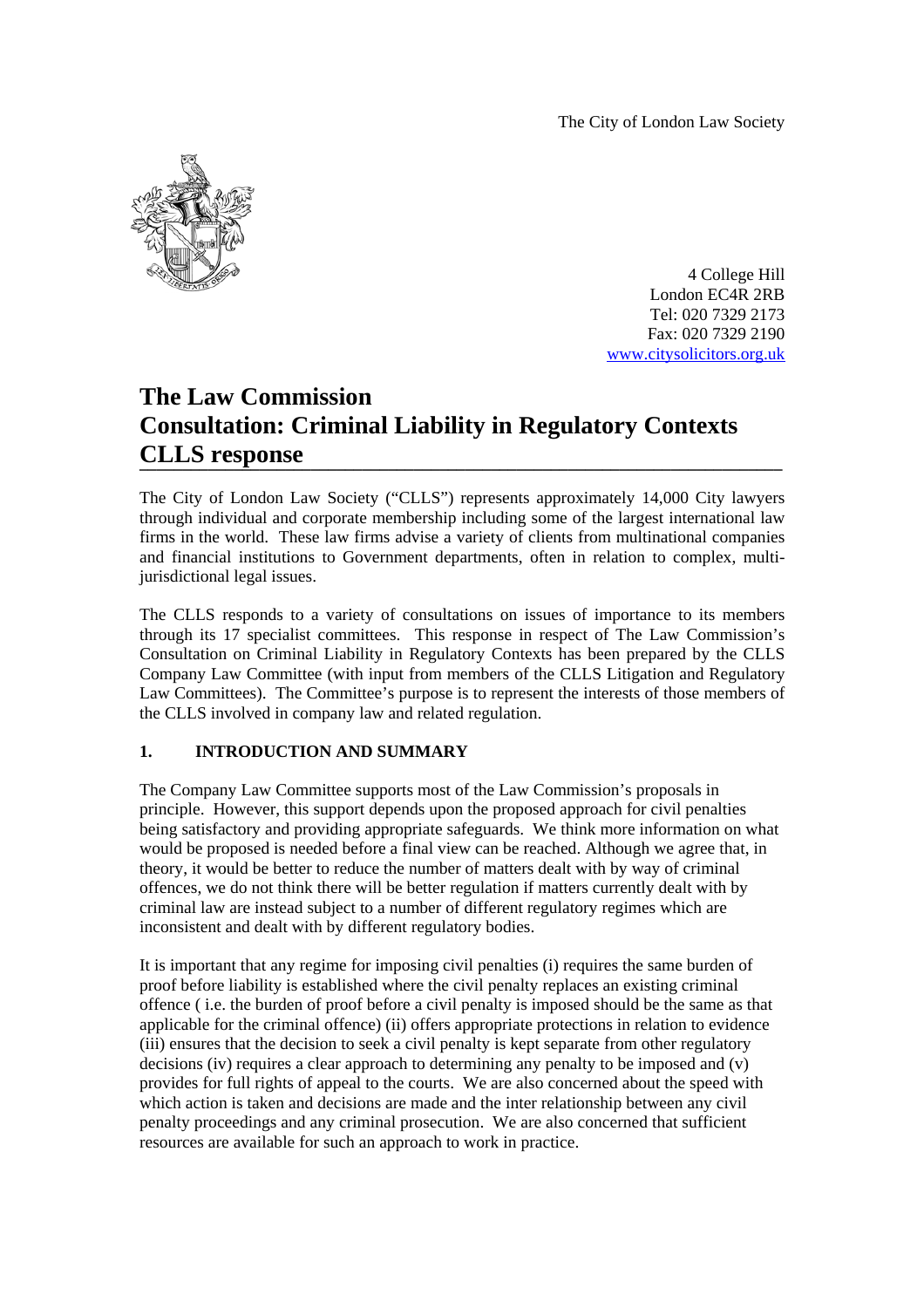The City of London Law Society

4 College Hill
London EC4R 2RB
Tel: 020 7329 2173
Fax: 020 7329 2190
www.citysolicitors.org.uk

# The Law Commission Consultation: Criminal Liability in Regulatory Contexts CLLS response

The City of London Law Society ("CLLS") represents approximately 14,000 City lawyers through individual and corporate membership including some of the largest international law firms in the world. These law firms advise a variety of clients from multinational companies and financial institutions to Government departments, often in relation to complex, multi-jurisdictional legal issues.

The CLLS responds to a variety of consultations on issues of importance to its members through its 17 specialist committees. This response in respect of The Law Commission's Consultation on Criminal Liability in Regulatory Contexts has been prepared by the CLLS Company Law Committee (with input from members of the CLLS Litigation and Regulatory Law Committees). The Committee's purpose is to represent the interests of those members of the CLLS involved in company law and related regulation.

## 1. INTRODUCTION AND SUMMARY

The Company Law Committee supports most of the Law Commission's proposals in principle. However, this support depends upon the proposed approach for civil penalties being satisfactory and providing appropriate safeguards. We think more information on what would be proposed is needed before a final view can be reached. Although we agree that, in theory, it would be better to reduce the number of matters dealt with by way of criminal offences, we do not think there will be better regulation if matters currently dealt with by criminal law are instead subject to a number of different regulatory regimes which are inconsistent and dealt with by different regulatory bodies.

It is important that any regime for imposing civil penalties (i) requires the same burden of proof before liability is established where the civil penalty replaces an existing criminal offence ( i.e. the burden of proof before a civil penalty is imposed should be the same as that applicable for the criminal offence) (ii) offers appropriate protections in relation to evidence (iii) ensures that the decision to seek a civil penalty is kept separate from other regulatory decisions (iv) requires a clear approach to determining any penalty to be imposed and (v) provides for full rights of appeal to the courts. We are also concerned about the speed with which action is taken and decisions are made and the inter relationship between any civil penalty proceedings and any criminal prosecution. We are also concerned that sufficient resources are available for such an approach to work in practice.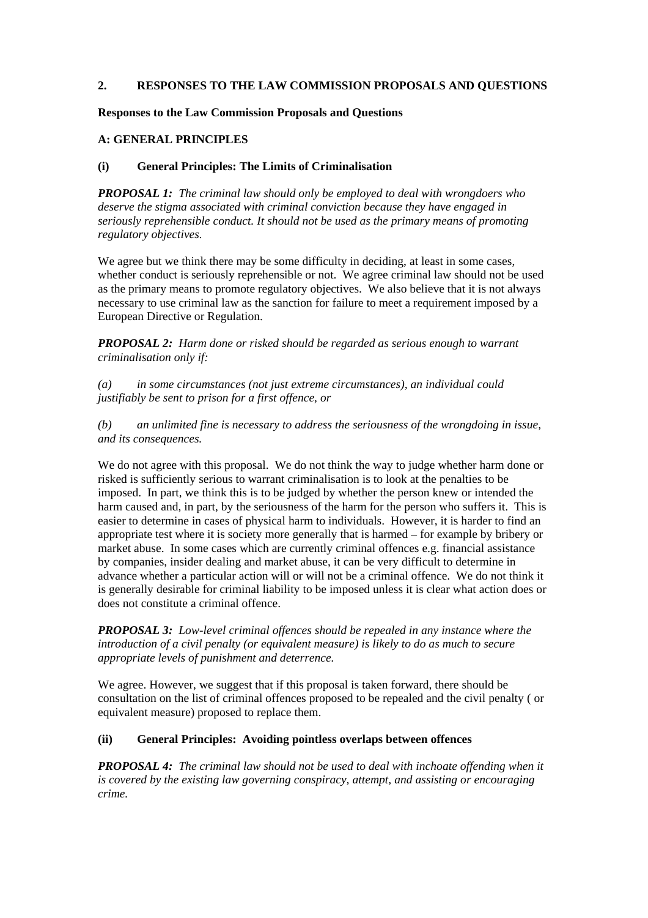## 2. RESPONSES TO THE LAW COMMISSION PROPOSALS AND QUESTIONS

**Responses to the Law Commission Proposals and Questions**

### A: GENERAL PRINCIPLES

#### (i) General Principles: The Limits of Criminalisation

***PROPOSAL 1:*** *The criminal law should only be employed to deal with wrongdoers who deserve the stigma associated with criminal conviction because they have engaged in seriously reprehensible conduct. It should not be used as the primary means of promoting regulatory objectives.*

We agree but we think there may be some difficulty in deciding, at least in some cases, whether conduct is seriously reprehensible or not. We agree criminal law should not be used as the primary means to promote regulatory objectives. We also believe that it is not always necessary to use criminal law as the sanction for failure to meet a requirement imposed by a European Directive or Regulation.

***PROPOSAL 2:*** *Harm done or risked should be regarded as serious enough to warrant criminalisation only if:*

*(a) in some circumstances (not just extreme circumstances), an individual could justifiably be sent to prison for a first offence, or*

*(b) an unlimited fine is necessary to address the seriousness of the wrongdoing in issue, and its consequences.*

We do not agree with this proposal. We do not think the way to judge whether harm done or risked is sufficiently serious to warrant criminalisation is to look at the penalties to be imposed. In part, we think this is to be judged by whether the person knew or intended the harm caused and, in part, by the seriousness of the harm for the person who suffers it. This is easier to determine in cases of physical harm to individuals. However, it is harder to find an appropriate test where it is society more generally that is harmed – for example by bribery or market abuse. In some cases which are currently criminal offences e.g. financial assistance by companies, insider dealing and market abuse, it can be very difficult to determine in advance whether a particular action will or will not be a criminal offence. We do not think it is generally desirable for criminal liability to be imposed unless it is clear what action does or does not constitute a criminal offence.

***PROPOSAL 3:*** *Low-level criminal offences should be repealed in any instance where the introduction of a civil penalty (or equivalent measure) is likely to do as much to secure appropriate levels of punishment and deterrence.*

We agree. However, we suggest that if this proposal is taken forward, there should be consultation on the list of criminal offences proposed to be repealed and the civil penalty ( or equivalent measure) proposed to replace them.

#### (ii) General Principles: Avoiding pointless overlaps between offences

***PROPOSAL 4:*** *The criminal law should not be used to deal with inchoate offending when it is covered by the existing law governing conspiracy, attempt, and assisting or encouraging crime.*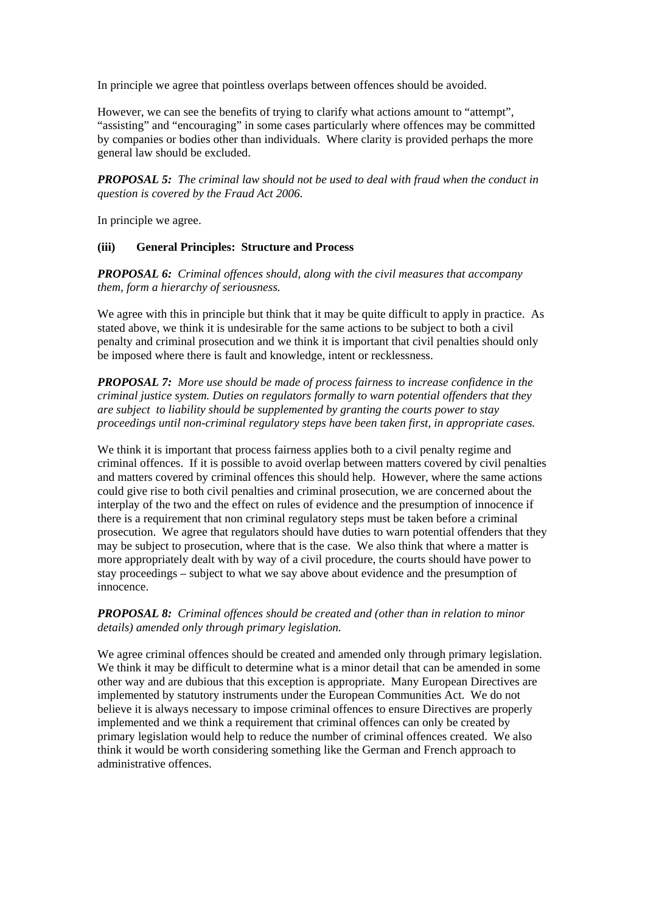In principle we agree that pointless overlaps between offences should be avoided.

However, we can see the benefits of trying to clarify what actions amount to "attempt", "assisting" and "encouraging" in some cases particularly where offences may be committed by companies or bodies other than individuals. Where clarity is provided perhaps the more general law should be excluded.

***PROPOSAL 5:*** *The criminal law should not be used to deal with fraud when the conduct in question is covered by the Fraud Act 2006.*

In principle we agree.

### (iii) General Principles: Structure and Process

***PROPOSAL 6:*** *Criminal offences should, along with the civil measures that accompany them, form a hierarchy of seriousness.*

We agree with this in principle but think that it may be quite difficult to apply in practice. As stated above, we think it is undesirable for the same actions to be subject to both a civil penalty and criminal prosecution and we think it is important that civil penalties should only be imposed where there is fault and knowledge, intent or recklessness.

***PROPOSAL 7:*** *More use should be made of process fairness to increase confidence in the criminal justice system. Duties on regulators formally to warn potential offenders that they are subject to liability should be supplemented by granting the courts power to stay proceedings until non-criminal regulatory steps have been taken first, in appropriate cases.*

We think it is important that process fairness applies both to a civil penalty regime and criminal offences. If it is possible to avoid overlap between matters covered by civil penalties and matters covered by criminal offences this should help. However, where the same actions could give rise to both civil penalties and criminal prosecution, we are concerned about the interplay of the two and the effect on rules of evidence and the presumption of innocence if there is a requirement that non criminal regulatory steps must be taken before a criminal prosecution. We agree that regulators should have duties to warn potential offenders that they may be subject to prosecution, where that is the case. We also think that where a matter is more appropriately dealt with by way of a civil procedure, the courts should have power to stay proceedings – subject to what we say above about evidence and the presumption of innocence.

***PROPOSAL 8:*** *Criminal offences should be created and (other than in relation to minor details) amended only through primary legislation.*

We agree criminal offences should be created and amended only through primary legislation. We think it may be difficult to determine what is a minor detail that can be amended in some other way and are dubious that this exception is appropriate. Many European Directives are implemented by statutory instruments under the European Communities Act. We do not believe it is always necessary to impose criminal offences to ensure Directives are properly implemented and we think a requirement that criminal offences can only be created by primary legislation would help to reduce the number of criminal offences created. We also think it would be worth considering something like the German and French approach to administrative offences.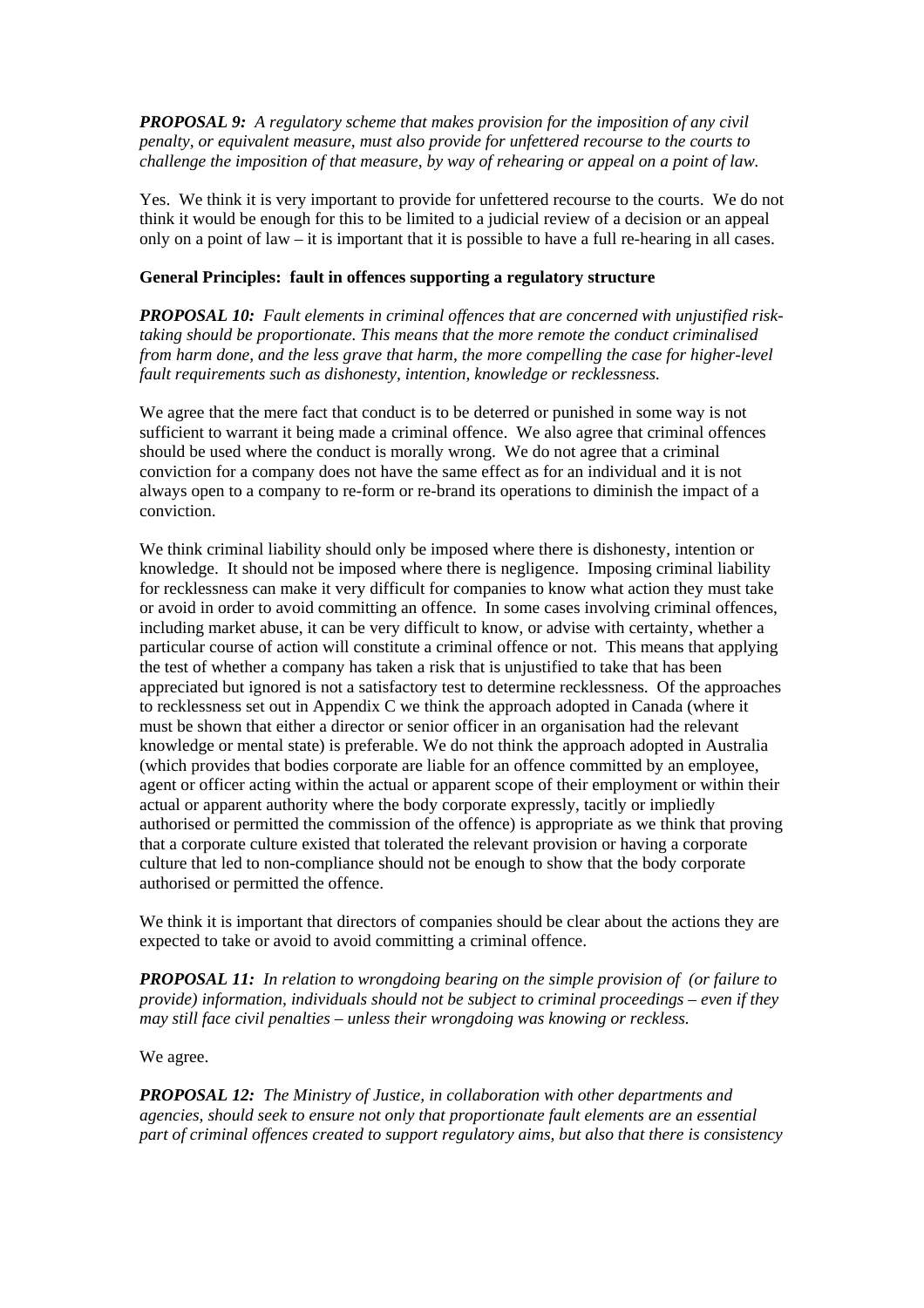***PROPOSAL 9:*** *A regulatory scheme that makes provision for the imposition of any civil penalty, or equivalent measure, must also provide for unfettered recourse to the courts to challenge the imposition of that measure, by way of rehearing or appeal on a point of law.*

Yes. We think it is very important to provide for unfettered recourse to the courts. We do not think it would be enough for this to be limited to a judicial review of a decision or an appeal only on a point of law – it is important that it is possible to have a full re-hearing in all cases.

**General Principles: fault in offences supporting a regulatory structure**

***PROPOSAL 10:*** *Fault elements in criminal offences that are concerned with unjustified risk-taking should be proportionate. This means that the more remote the conduct criminalised from harm done, and the less grave that harm, the more compelling the case for higher-level fault requirements such as dishonesty, intention, knowledge or recklessness.*

We agree that the mere fact that conduct is to be deterred or punished in some way is not sufficient to warrant it being made a criminal offence. We also agree that criminal offences should be used where the conduct is morally wrong. We do not agree that a criminal conviction for a company does not have the same effect as for an individual and it is not always open to a company to re-form or re-brand its operations to diminish the impact of a conviction.

We think criminal liability should only be imposed where there is dishonesty, intention or knowledge. It should not be imposed where there is negligence. Imposing criminal liability for recklessness can make it very difficult for companies to know what action they must take or avoid in order to avoid committing an offence. In some cases involving criminal offences, including market abuse, it can be very difficult to know, or advise with certainty, whether a particular course of action will constitute a criminal offence or not. This means that applying the test of whether a company has taken a risk that is unjustified to take that has been appreciated but ignored is not a satisfactory test to determine recklessness. Of the approaches to recklessness set out in Appendix C we think the approach adopted in Canada (where it must be shown that either a director or senior officer in an organisation had the relevant knowledge or mental state) is preferable. We do not think the approach adopted in Australia (which provides that bodies corporate are liable for an offence committed by an employee, agent or officer acting within the actual or apparent scope of their employment or within their actual or apparent authority where the body corporate expressly, tacitly or impliedly authorised or permitted the commission of the offence) is appropriate as we think that proving that a corporate culture existed that tolerated the relevant provision or having a corporate culture that led to non-compliance should not be enough to show that the body corporate authorised or permitted the offence.

We think it is important that directors of companies should be clear about the actions they are expected to take or avoid to avoid committing a criminal offence.

***PROPOSAL 11:*** *In relation to wrongdoing bearing on the simple provision of (or failure to provide) information, individuals should not be subject to criminal proceedings – even if they may still face civil penalties – unless their wrongdoing was knowing or reckless.*

We agree.

***PROPOSAL 12:*** *The Ministry of Justice, in collaboration with other departments and agencies, should seek to ensure not only that proportionate fault elements are an essential part of criminal offences created to support regulatory aims, but also that there is consistency*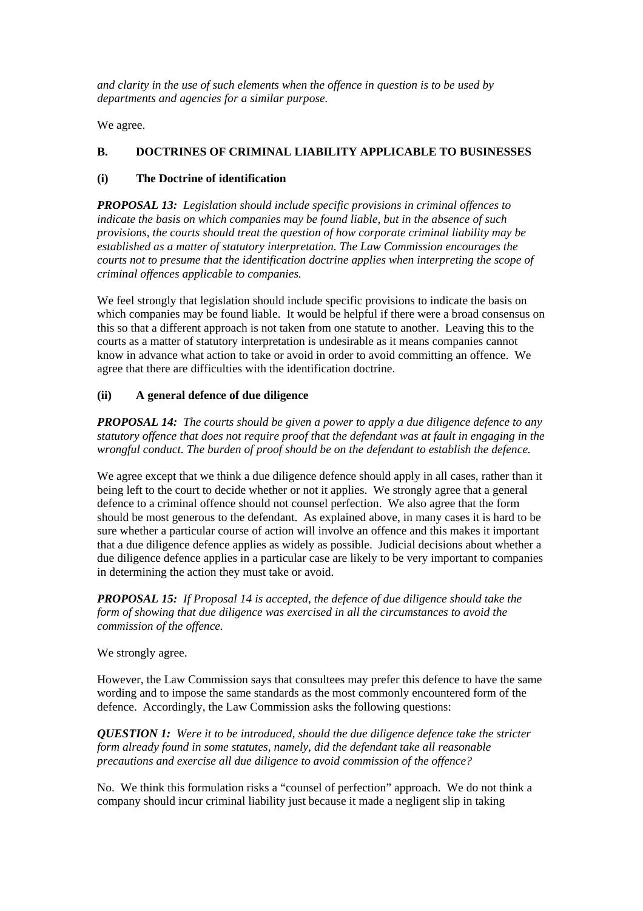*and clarity in the use of such elements when the offence in question is to be used by departments and agencies for a similar purpose.*

We agree.

## B. DOCTRINES OF CRIMINAL LIABILITY APPLICABLE TO BUSINESSES

### (i) The Doctrine of identification

***PROPOSAL 13:*** *Legislation should include specific provisions in criminal offences to indicate the basis on which companies may be found liable, but in the absence of such provisions, the courts should treat the question of how corporate criminal liability may be established as a matter of statutory interpretation. The Law Commission encourages the courts not to presume that the identification doctrine applies when interpreting the scope of criminal offences applicable to companies.*

We feel strongly that legislation should include specific provisions to indicate the basis on which companies may be found liable. It would be helpful if there were a broad consensus on this so that a different approach is not taken from one statute to another. Leaving this to the courts as a matter of statutory interpretation is undesirable as it means companies cannot know in advance what action to take or avoid in order to avoid committing an offence. We agree that there are difficulties with the identification doctrine.

### (ii) A general defence of due diligence

***PROPOSAL 14:*** *The courts should be given a power to apply a due diligence defence to any statutory offence that does not require proof that the defendant was at fault in engaging in the wrongful conduct. The burden of proof should be on the defendant to establish the defence.*

We agree except that we think a due diligence defence should apply in all cases, rather than it being left to the court to decide whether or not it applies. We strongly agree that a general defence to a criminal offence should not counsel perfection. We also agree that the form should be most generous to the defendant. As explained above, in many cases it is hard to be sure whether a particular course of action will involve an offence and this makes it important that a due diligence defence applies as widely as possible. Judicial decisions about whether a due diligence defence applies in a particular case are likely to be very important to companies in determining the action they must take or avoid.

***PROPOSAL 15:*** *If Proposal 14 is accepted, the defence of due diligence should take the form of showing that due diligence was exercised in all the circumstances to avoid the commission of the offence.*

We strongly agree.

However, the Law Commission says that consultees may prefer this defence to have the same wording and to impose the same standards as the most commonly encountered form of the defence. Accordingly, the Law Commission asks the following questions:

***QUESTION 1:*** *Were it to be introduced, should the due diligence defence take the stricter form already found in some statutes, namely, did the defendant take all reasonable precautions and exercise all due diligence to avoid commission of the offence?*

No. We think this formulation risks a "counsel of perfection" approach. We do not think a company should incur criminal liability just because it made a negligent slip in taking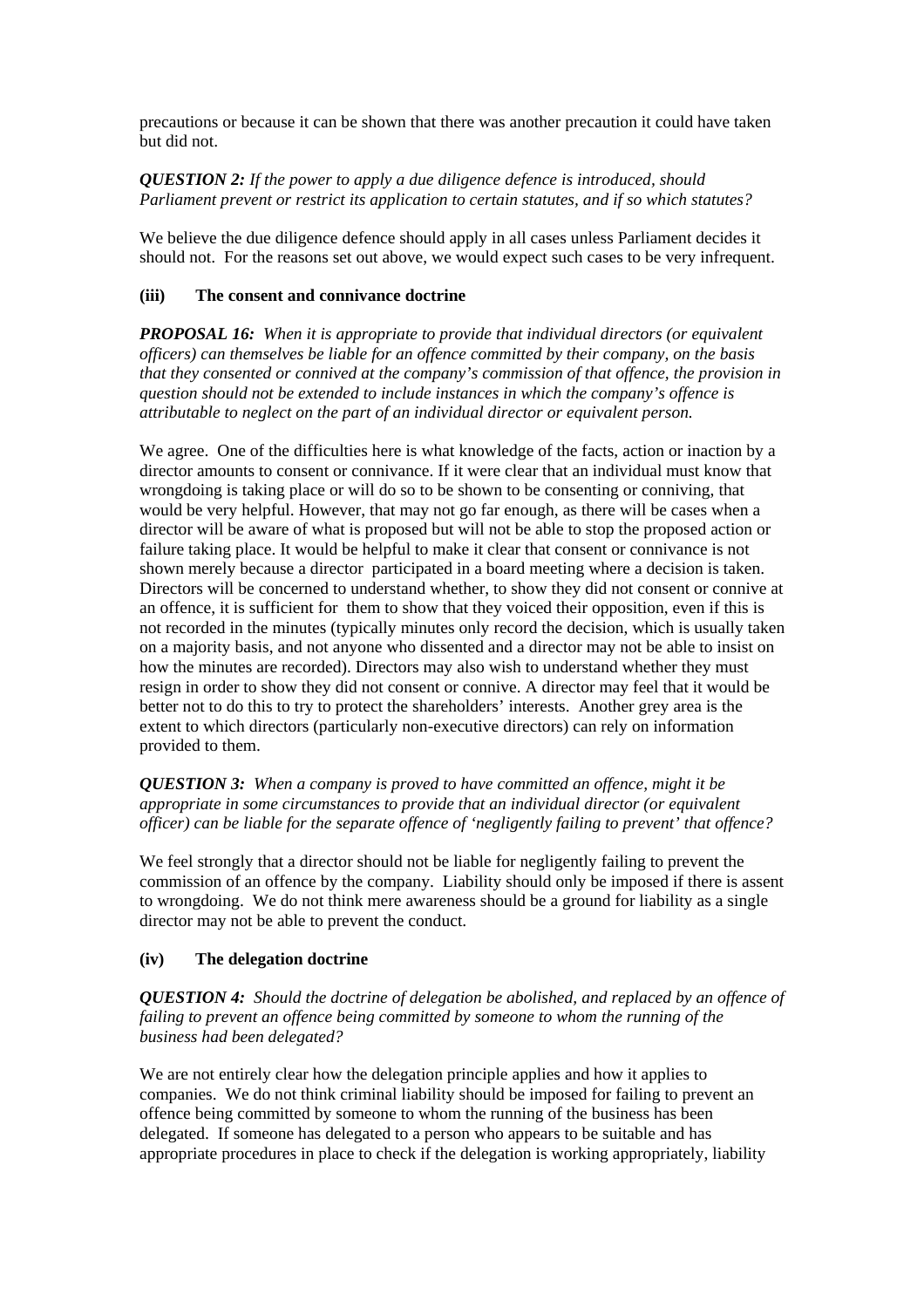precautions or because it can be shown that there was another precaution it could have taken but did not.

***QUESTION 2:*** *If the power to apply a due diligence defence is introduced, should Parliament prevent or restrict its application to certain statutes, and if so which statutes?*

We believe the due diligence defence should apply in all cases unless Parliament decides it should not. For the reasons set out above, we would expect such cases to be very infrequent.

**(iii) The consent and connivance doctrine**

***PROPOSAL 16:*** *When it is appropriate to provide that individual directors (or equivalent officers) can themselves be liable for an offence committed by their company, on the basis that they consented or connived at the company's commission of that offence, the provision in question should not be extended to include instances in which the company's offence is attributable to neglect on the part of an individual director or equivalent person.*

We agree. One of the difficulties here is what knowledge of the facts, action or inaction by a director amounts to consent or connivance. If it were clear that an individual must know that wrongdoing is taking place or will do so to be shown to be consenting or conniving, that would be very helpful. However, that may not go far enough, as there will be cases when a director will be aware of what is proposed but will not be able to stop the proposed action or failure taking place. It would be helpful to make it clear that consent or connivance is not shown merely because a director participated in a board meeting where a decision is taken. Directors will be concerned to understand whether, to show they did not consent or connive at an offence, it is sufficient for them to show that they voiced their opposition, even if this is not recorded in the minutes (typically minutes only record the decision, which is usually taken on a majority basis, and not anyone who dissented and a director may not be able to insist on how the minutes are recorded). Directors may also wish to understand whether they must resign in order to show they did not consent or connive. A director may feel that it would be better not to do this to try to protect the shareholders' interests. Another grey area is the extent to which directors (particularly non-executive directors) can rely on information provided to them.

***QUESTION 3:*** *When a company is proved to have committed an offence, might it be appropriate in some circumstances to provide that an individual director (or equivalent officer) can be liable for the separate offence of 'negligently failing to prevent' that offence?*

We feel strongly that a director should not be liable for negligently failing to prevent the commission of an offence by the company. Liability should only be imposed if there is assent to wrongdoing. We do not think mere awareness should be a ground for liability as a single director may not be able to prevent the conduct.

**(iv) The delegation doctrine**

***QUESTION 4:*** *Should the doctrine of delegation be abolished, and replaced by an offence of failing to prevent an offence being committed by someone to whom the running of the business had been delegated?*

We are not entirely clear how the delegation principle applies and how it applies to companies. We do not think criminal liability should be imposed for failing to prevent an offence being committed by someone to whom the running of the business has been delegated. If someone has delegated to a person who appears to be suitable and has appropriate procedures in place to check if the delegation is working appropriately, liability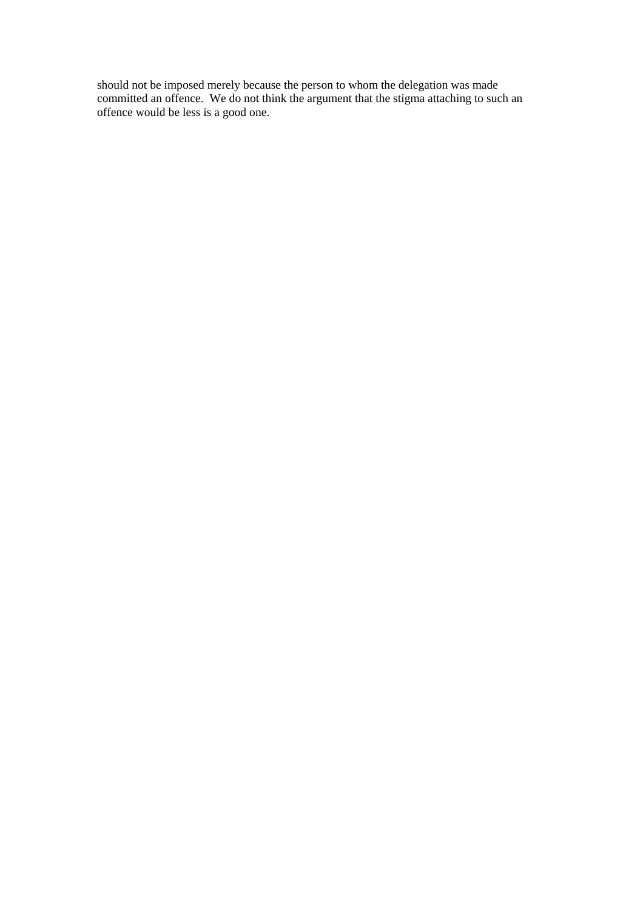should not be imposed merely because the person to whom the delegation was made committed an offence. We do not think the argument that the stigma attaching to such an offence would be less is a good one.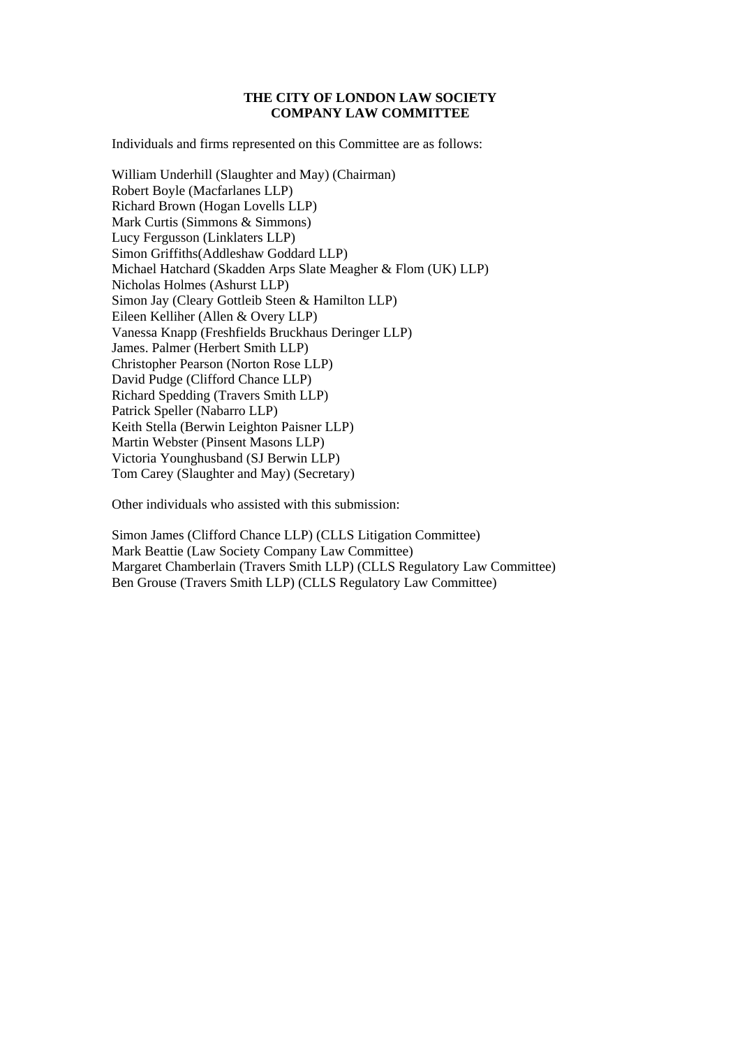**THE CITY OF LONDON LAW SOCIETY**
**COMPANY LAW COMMITTEE**

Individuals and firms represented on this Committee are as follows:

William Underhill (Slaughter and May) (Chairman)
Robert Boyle (Macfarlanes LLP)
Richard Brown (Hogan Lovells LLP)
Mark Curtis (Simmons & Simmons)
Lucy Fergusson (Linklaters LLP)
Simon Griffiths(Addleshaw Goddard LLP)
Michael Hatchard (Skadden Arps Slate Meagher & Flom (UK) LLP)
Nicholas Holmes (Ashurst LLP)
Simon Jay (Cleary Gottleib Steen & Hamilton LLP)
Eileen Kelliher (Allen & Overy LLP)
Vanessa Knapp (Freshfields Bruckhaus Deringer LLP)
James. Palmer (Herbert Smith LLP)
Christopher Pearson (Norton Rose LLP)
David Pudge (Clifford Chance LLP)
Richard Spedding (Travers Smith LLP)
Patrick Speller (Nabarro LLP)
Keith Stella (Berwin Leighton Paisner LLP)
Martin Webster (Pinsent Masons LLP)
Victoria Younghusband (SJ Berwin LLP)
Tom Carey (Slaughter and May) (Secretary)

Other individuals who assisted with this submission:

Simon James (Clifford Chance LLP) (CLLS Litigation Committee)
Mark Beattie (Law Society Company Law Committee)
Margaret Chamberlain (Travers Smith LLP) (CLLS Regulatory Law Committee)
Ben Grouse (Travers Smith LLP) (CLLS Regulatory Law Committee)